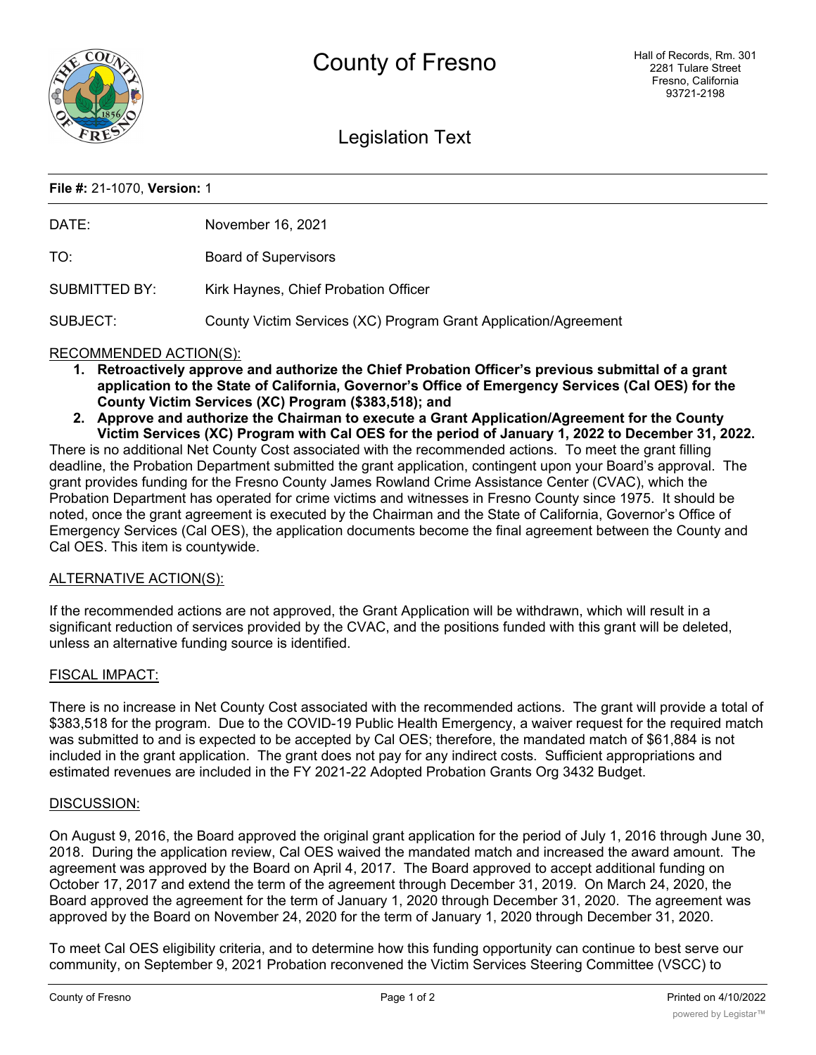# County of Fresno

Hall of Records, Rm. 301
2281 Tulare Street
Fresno, California
93721-2198

## Legislation Text

**File #:** 21-1070, **Version:** 1

| | |
|---|---|
| DATE: | November 16, 2021 |
| TO: | Board of Supervisors |
| SUBMITTED BY: | Kirk Haynes, Chief Probation Officer |
| SUBJECT: | County Victim Services (XC) Program Grant Application/Agreement |

RECOMMENDED ACTION(S):

1. **Retroactively approve and authorize the Chief Probation Officer's previous submittal of a grant application to the State of California, Governor's Office of Emergency Services (Cal OES) for the County Victim Services (XC) Program ($383,518); and**
2. **Approve and authorize the Chairman to execute a Grant Application/Agreement for the County Victim Services (XC) Program with Cal OES for the period of January 1, 2022 to December 31, 2022.**

There is no additional Net County Cost associated with the recommended actions. To meet the grant filling deadline, the Probation Department submitted the grant application, contingent upon your Board's approval. The grant provides funding for the Fresno County James Rowland Crime Assistance Center (CVAC), which the Probation Department has operated for crime victims and witnesses in Fresno County since 1975. It should be noted, once the grant agreement is executed by the Chairman and the State of California, Governor's Office of Emergency Services (Cal OES), the application documents become the final agreement between the County and Cal OES. This item is countywide.

ALTERNATIVE ACTION(S):

If the recommended actions are not approved, the Grant Application will be withdrawn, which will result in a significant reduction of services provided by the CVAC, and the positions funded with this grant will be deleted, unless an alternative funding source is identified.

FISCAL IMPACT:

There is no increase in Net County Cost associated with the recommended actions. The grant will provide a total of $383,518 for the program. Due to the COVID-19 Public Health Emergency, a waiver request for the required match was submitted to and is expected to be accepted by Cal OES; therefore, the mandated match of $61,884 is not included in the grant application. The grant does not pay for any indirect costs. Sufficient appropriations and estimated revenues are included in the FY 2021-22 Adopted Probation Grants Org 3432 Budget.

DISCUSSION:

On August 9, 2016, the Board approved the original grant application for the period of July 1, 2016 through June 30, 2018. During the application review, Cal OES waived the mandated match and increased the award amount. The agreement was approved by the Board on April 4, 2017. The Board approved to accept additional funding on October 17, 2017 and extend the term of the agreement through December 31, 2019. On March 24, 2020, the Board approved the agreement for the term of January 1, 2020 through December 31, 2020. The agreement was approved by the Board on November 24, 2020 for the term of January 1, 2020 through December 31, 2020.

To meet Cal OES eligibility criteria, and to determine how this funding opportunity can continue to best serve our community, on September 9, 2021 Probation reconvened the Victim Services Steering Committee (VSCC) to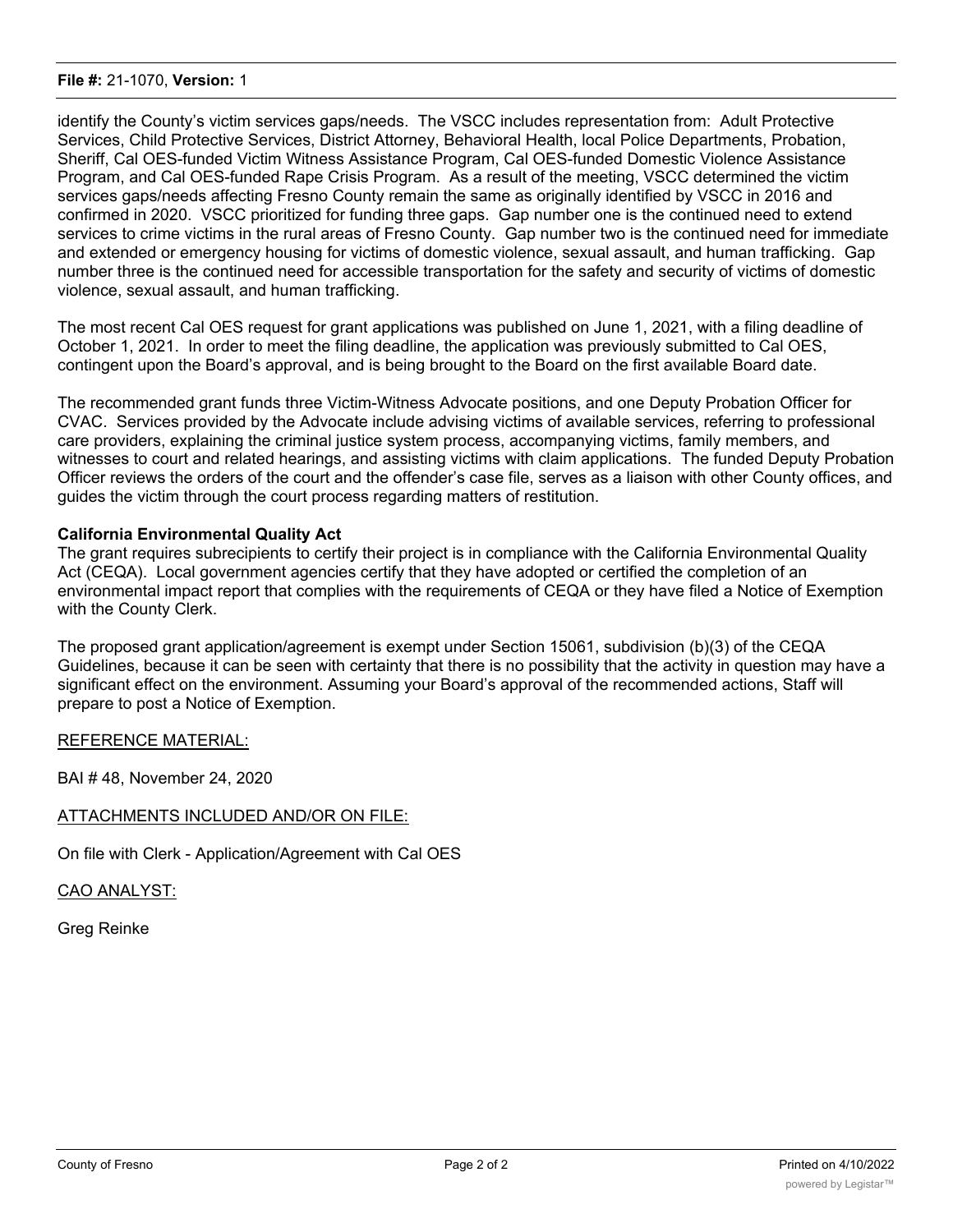identify the County's victim services gaps/needs. The VSCC includes representation from: Adult Protective Services, Child Protective Services, District Attorney, Behavioral Health, local Police Departments, Probation, Sheriff, Cal OES-funded Victim Witness Assistance Program, Cal OES-funded Domestic Violence Assistance Program, and Cal OES-funded Rape Crisis Program. As a result of the meeting, VSCC determined the victim services gaps/needs affecting Fresno County remain the same as originally identified by VSCC in 2016 and confirmed in 2020. VSCC prioritized for funding three gaps. Gap number one is the continued need to extend services to crime victims in the rural areas of Fresno County. Gap number two is the continued need for immediate and extended or emergency housing for victims of domestic violence, sexual assault, and human trafficking. Gap number three is the continued need for accessible transportation for the safety and security of victims of domestic violence, sexual assault, and human trafficking.

The most recent Cal OES request for grant applications was published on June 1, 2021, with a filing deadline of October 1, 2021. In order to meet the filing deadline, the application was previously submitted to Cal OES, contingent upon the Board's approval, and is being brought to the Board on the first available Board date.

The recommended grant funds three Victim-Witness Advocate positions, and one Deputy Probation Officer for CVAC. Services provided by the Advocate include advising victims of available services, referring to professional care providers, explaining the criminal justice system process, accompanying victims, family members, and witnesses to court and related hearings, and assisting victims with claim applications. The funded Deputy Probation Officer reviews the orders of the court and the offender's case file, serves as a liaison with other County offices, and guides the victim through the court process regarding matters of restitution.

**California Environmental Quality Act**

The grant requires subrecipients to certify their project is in compliance with the California Environmental Quality Act (CEQA). Local government agencies certify that they have adopted or certified the completion of an environmental impact report that complies with the requirements of CEQA or they have filed a Notice of Exemption with the County Clerk.

The proposed grant application/agreement is exempt under Section 15061, subdivision (b)(3) of the CEQA Guidelines, because it can be seen with certainty that there is no possibility that the activity in question may have a significant effect on the environment. Assuming your Board's approval of the recommended actions, Staff will prepare to post a Notice of Exemption.

REFERENCE MATERIAL:

BAI # 48, November 24, 2020

ATTACHMENTS INCLUDED AND/OR ON FILE:

On file with Clerk - Application/Agreement with Cal OES

CAO ANALYST:

Greg Reinke